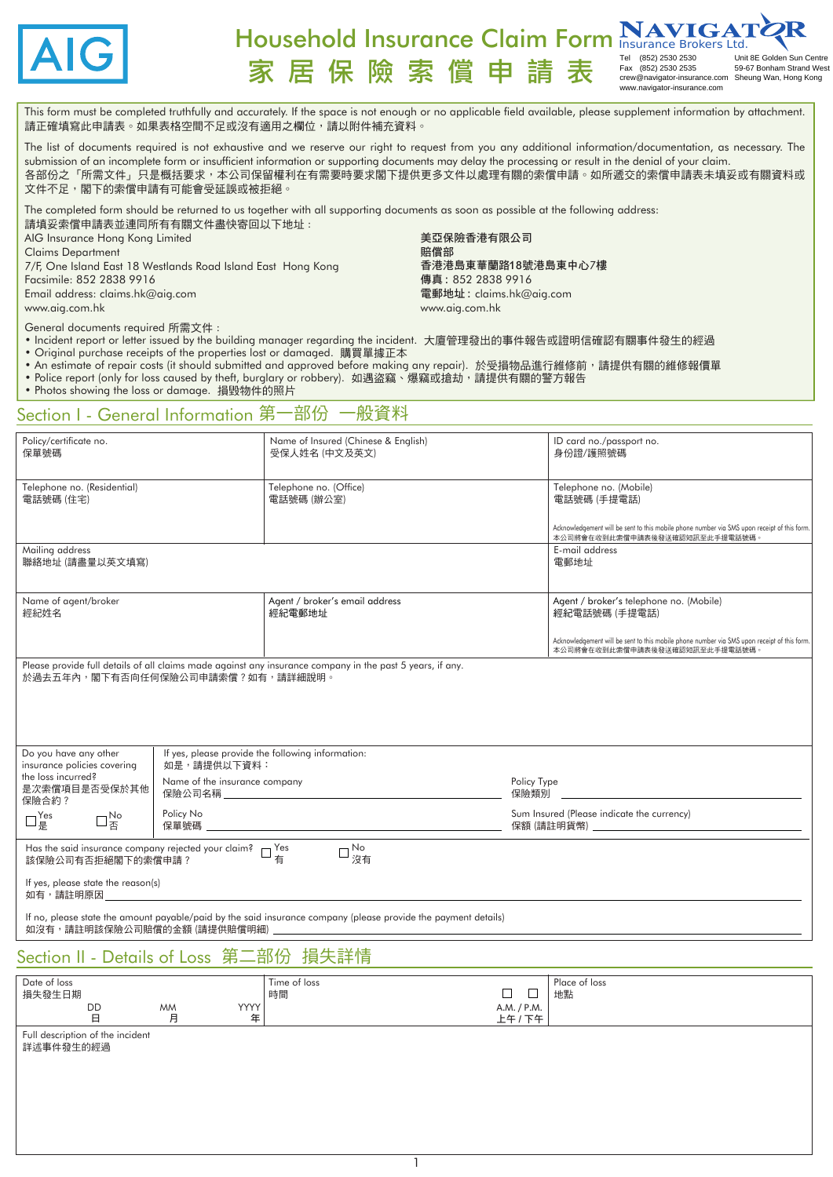AIG

# Household Insurance Claim Form
# 家 居 保 險 索 償 申 請 表

NAVIGATOR Insurance Brokers Ltd.
Tel (852) 2530 2530
Fax (852) 2530 2535
crew@navigator-insurance.com
www.navigator-insurance.com
Unit 8E Golden Sun Centre
59-67 Bonham Strand West
Sheung Wan, Hong Kong

This form must be completed truthfully and accurately. If the space is not enough or no applicable field available, please supplement information by attachment.
請正確填寫此申請表。如果表格空間不足或沒有適用之欄位，請以附件補充資料。

The list of documents required is not exhaustive and we reserve our right to request from you any additional information/documentation, as necessary. The submission of an incomplete form or insufficient information or supporting documents may delay the processing or result in the denial of your claim.
各部份之「所需文件」只是概括要求，本公司保留權利在有需要時要求閣下提供更多文件以處理有關的索償申請。如所遞交的索償申請表未填妥或有關資料或文件不足，閣下的索償申請有可能會受延誤或被拒絕。

The completed form should be returned to us together with all supporting documents as soon as possible at the following address:
請填妥索償申請表並連同所有有關文件盡快寄回以下地址：

AIG Insurance Hong Kong Limited
Claims Department
7/F, One Island East 18 Westlands Road Island East Hong Kong
Facsimile: 852 2838 9916
Email address: claims.hk@aig.com
www.aig.com.hk

**美亞保險香港有限公司**
**賠償部**
**香港港島東華蘭路18號港島東中心7樓**
**傳真：852 2838 9916**
**電郵地址：claims.hk@aig.com**
www.aig.com.hk

General documents required 所需文件：
- Incident report or letter issued by the building manager regarding the incident. 大廈管理發出的事件報告或證明信確認有關事件發生的經過
- Original purchase receipts of the properties lost or damaged. 購買單據正本
- An estimate of repair costs (it should submitted and approved before making any repair). 於受損物品進行維修前，請提供有關的維修報價單
- Police report (only for loss caused by theft, burglary or robbery). 如遇盜竊、爆竊或搶劫，請提供有關的警方報告
- Photos showing the loss or damage. 損毀物件的照片

## Section I - General Information 第一部份 一般資料

| Policy/certificate no.<br>保單號碼 | Name of Insured (Chinese & English)<br>受保人姓名 (中文及英文) | ID card no./passport no.<br>身份證/護照號碼 |
|---|---|---|
| Telephone no. (Residential)<br>電話號碼 (住宅) | Telephone no. (Office)<br>電話號碼 (辦公室) | Telephone no. (Mobile)<br>電話號碼 (手提電話)<br>Acknowledgement will be sent to this mobile phone number via SMS upon receipt of this form.<br>本公司將會在收到此索償申請表後發送確認短訊至此手提電話號碼。 |
| Mailing address<br>聯絡地址 (請盡量以英文填寫) | | E-mail address<br>電郵地址 |
| Name of agent/broker<br>經紀姓名 | Agent / broker's email address<br>經紀電郵地址 | Agent / broker's telephone no. (Mobile)<br>經紀電話號碼 (手提電話)<br>Acknowledgement will be sent to this mobile phone number via SMS upon receipt of this form.<br>本公司將會在收到此索償申請表後發送確認短訊至此手提電話號碼。 |

Please provide full details of all claims made against any insurance company in the past 5 years, if any.
於過去五年內，閣下有否向任何保險公司申請索償？如有，請詳細說明。

Do you have any other insurance policies covering the loss incurred?
是次索償項目是否受保於其他保險合約？
☐ Yes 是 ☐ No 否

If yes, please provide the following information:
如是，請提供以下資料：

Name of the insurance company 保險公司名稱 ______________ Policy Type 保險類別 ______________

Policy No 保單號碼 ______________ Sum Insured (Please indicate the currency) 保額 (請註明貨幣) ______________

Has the said insurance company rejected your claim? 該保險公司有否拒絕閣下的索償申請？ ☐ Yes 有 ☐ No 沒有

If yes, please state the reason(s)
如有，請註明原因 ______________

If no, please state the amount payable/paid by the said insurance company (please provide the payment details)
如沒有，請註明該保險公司賠償的金額 (請提供賠償明細) ______________

## Section II - Details of Loss 第二部份 損失詳情

| Date of loss<br>損失發生日期<br>DD 日 / MM 月 / YYYY 年 | Time of loss<br>時間<br>☐ A.M. 上午 / ☐ P.M. 下午 | Place of loss<br>地點 |
|---|---|---|
| Full description of the incident<br>詳述事件發生的經過 | | |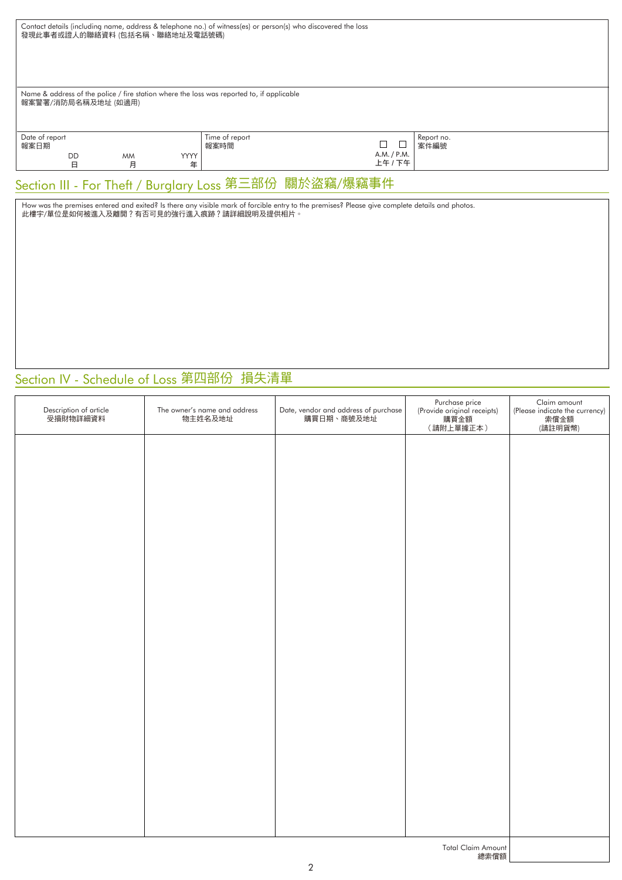Contact details (including name, address & telephone no.) of witness(es) or person(s) who discovered the loss
發現此事者或證人的聯絡資料 (包括名稱、聯絡地址及電話號碼)

Name & address of the police / fire station where the loss was reported to, if applicable
報案警署/消防局名稱及地址 (如適用)

| Date of report 報案日期 | Time of report 報案時間 | Report no. 案件編號 |
|---|---|---|
| DD 日 MM 月 YYYY 年 | ☐ ☐ A.M. / P.M. 上午 / 下午 | |

## Section III - For Theft / Burglary Loss 第三部份 關於盜竊/爆竊事件

How was the premises entered and exited? Is there any visible mark of forcible entry to the premises? Please give complete details and photos.
此樓宇/單位是如何被進入及離開？有否可見的強行進入痕跡？請詳細說明及提供相片。

## Section IV - Schedule of Loss 第四部份 損失清單

| Description of article 受損財物詳細資料 | The owner's name and address 物主姓名及地址 | Date, vendor and address of purchase 購買日期、商號及地址 | Purchase price (Provide original receipts) 購買金額 （請附上單據正本） | Claim amount (Please indicate the currency) 索償金額 (請註明貨幣) |
|---|---|---|---|---|
| | | | | |
| | | | Total Claim Amount 總索償額 | |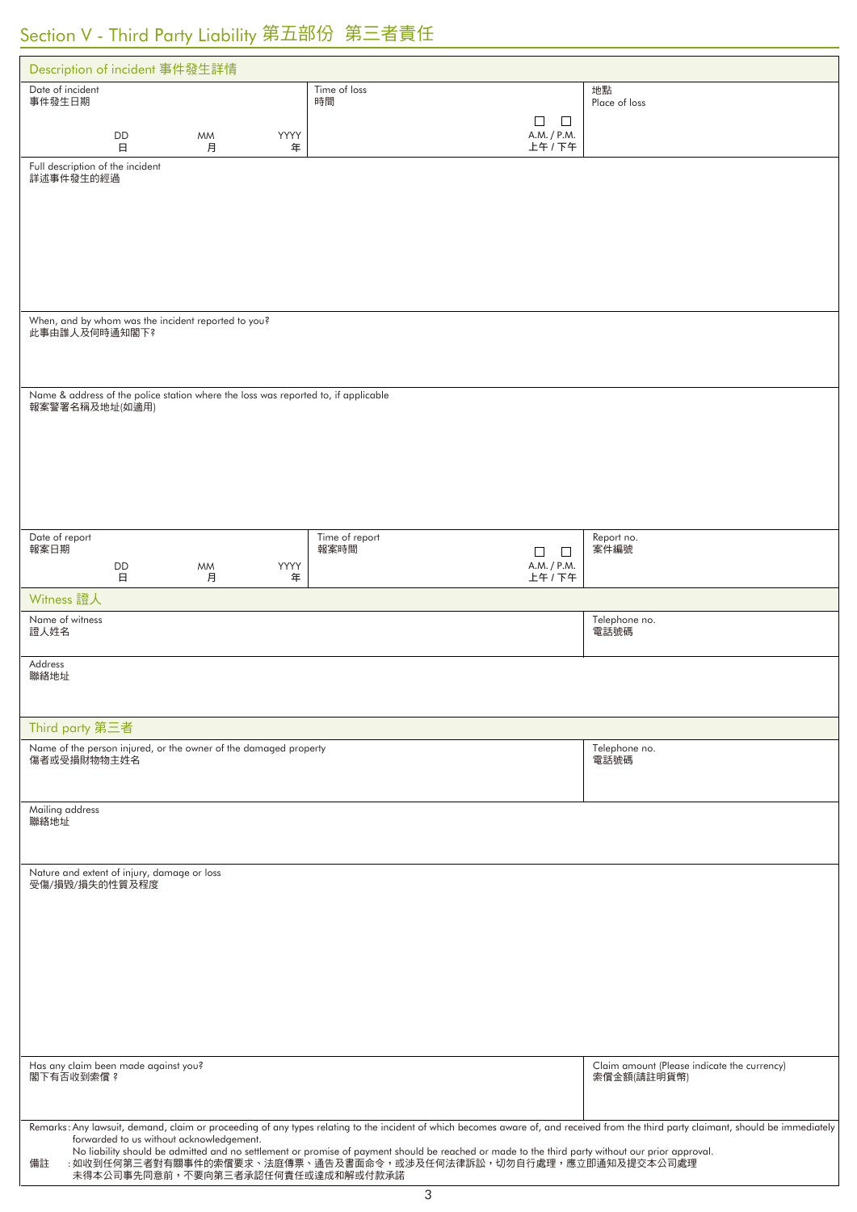# Section V - Third Party Liability 第五部份 第三者責任

## Description of incident 事件發生詳情

| Date of incident 事件發生日期 | Time of loss 時間 | 地點 Place of loss |
|---|---|---|
| DD 日 MM 月 YYYY 年 | ☐ ☐ A.M. / P.M. 上午 / 下午 | |

Full description of the incident
詳述事件發生的經過

When, and by whom was the incident reported to you?
此事由誰人及何時通知閣下?

Name & address of the police station where the loss was reported to, if applicable
報案警署名稱及地址(如適用)

| Date of report 報案日期 | Time of report 報案時間 | Report no. 案件編號 |
|---|---|---|
| DD 日 MM 月 YYYY 年 | ☐ ☐ A.M. / P.M. 上午 / 下午 | |

## Witness 證人

| Name of witness 證人姓名 | Telephone no. 電話號碼 |
|---|---|
| | |

Address
聯絡地址

## Third party 第三者

| Name of the person injured, or the owner of the damaged property 傷者或受損財物物主姓名 | Telephone no. 電話號碼 |
|---|---|
| | |

Mailing address
聯絡地址

Nature and extent of injury, damage or loss
受傷/損毀/損失的性質及程度

| Has any claim been made against you? 閣下有否收到索償 ? | Claim amount (Please indicate the currency) 索償金額(請註明貨幣) |
|---|---|
| | |

Remarks: Any lawsuit, demand, claim or proceeding of any types relating to the incident of which becomes aware of, and received from the third party claimant, should be immediately forwarded to us without acknowledgement.
No liability should be admitted and no settlement or promise of payment should be reached or made to the third party without our prior approval.

備註 : 如收到任何第三者對有關事件的索償要求、法庭傳票、通告及書面命令，或涉及任何法律訴訟，切勿自行處理，應立即通知及提交本公司處理
未得本公司事先同意前，不要向第三者承認任何責任或達成和解或付款承諾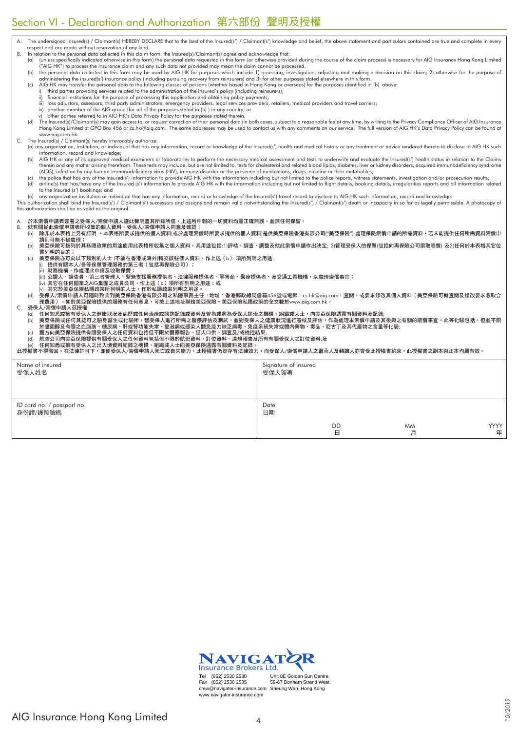# Section VI - Declaration and Authorization 第六部份 聲明及授權

A. The undersigned Insured(s) / Claimant(s) HEREBY DECLARE that to the best of the Insured(s') / Claimant(s') knowledge and belief, the above statement and particulars contained are true and complete in every respect and are made without reservation of any kind.

B. In relation to the personal data collected in this claim form, the Insured(s)/Claimant(s) agree and acknowledge that:

(a) (unless specifically indicated otherwise in this form) the personal data requested in this form (or otherwise provided during the course of the claim process) is necessary for AIG Insurance Hong Kong Limited ("AIG HK") to process the insurance claim and any such data not provided may mean the claim cannot be processed.

(b) the personal data collected in this form may be used by AIG HK for purposes which include 1) assessing, investigation, adjusting and making a decision on this claim; 2) otherwise for the purpose of administering the insured(s') insurance policy (including pursuing recovery from reinsurers) and 3) for other purposes stated elsewhere in this form.

(c) AIG HK may transfer the personal data to the following classes of persons (whether based in Hong Kong or overseas) for the purposes identified in (b) above:

i) third parties providing services related to the administration of the Insured's policy (including reinsurers);

ii) financial institutions for the purpose of processing this application and obtaining policy payments;

iii) loss adjustors, assessors, third party administrators, emergency providers, legal services providers, retailers, medical providers and travel carriers;

iv) another member of the AIG group (for all of the purposes stated in (b) ) in any country; or

v) other parties referred to in AIG HK's Data Privacy Policy for the purposes stated therein.

(d) The Insured(s)/Claimant(s) may gain access to, or request correction of their personal data (in both cases, subject to a reasonable fee)at any time, by writing to the Privacy Compliance Officer of AIG Insurance Hong Kong Limited at GPO Box 456 or cs.hk@aig.com. The same addresses may be used to contact us with any comments on our service. The full version of AIG HK's Data Privacy Policy can be found at www.aig.com.hk.

C. The Insured(s) / Claimant(s) hereby irrevocably authorize:

(a) any organization, institution, or individual that has any information, record or knowledge of the Insured(s') health and medical history or any treatment or advice rendered thereto to disclose to AIG HK such information, record and knowledge;

(b) AIG HK or any of its approved medical examiners or laboratories to perform the necessary medical assessment and tests to underwrite and evaluate the Insured(s') health status in relation to the Claims therein and any matter arising therefrom. These tests may include, but are not limited to, tests for cholesterol and related blood lipids, diabetes, liver or kidney disorders, acquired immunodeficiency syndrome (AIDS), infection by any human immunodeficiency virus (HIV), immune disorder or the presence of medications, drugs, nicotine or their metabolites;

(c) the police that has any of the Insured(s') information to provide AIG HK with the information including but not limited to the police reports, witness statements, investigation and/or prosecution results;

(d) airline(s) that has/have any of the Insured (s') information to provide AIG HK with the information including but not limited to flight details, booking details, irregularities reports and all information related to the Insured (s') bookings; and

(e) any organization institution or individual that has any information, record or knowledge of the Insured(s') travel record to disclose to AIG HK such information, record and knowledge.

This authorization shall bind the Insured(s') / Claimant(s') successors and assigns and remain valid notwithstanding the Insured(s') / Claimant(s') death or incapacity in so far as legally permissible. A photocopy of this authorization shall be as valid as the original.

A. 於本索償申請表簽署之受保人/索償申請人謹此聲明盡其所知所信，上述所申報的一切資料均屬正確無誤，並無任何保留。

B. 就有關從此索償申請表所收集的個人資料，受保人/索償申請人同意及確認：

(a) 除非於本表格上另有訂明 ，本表格所要求提供的個人資料(或於處理索償時所要求提供的個人資料)是供美亞保險香港有限公司("美亞保險") 處理保險索償申請的所需資料，若未能提供任何所需資料索償申請則可能不被處理；

(b) 美亞保險可按列於其私隱政策的用途使用此表格所收集之個人資料，其用途包括:1)評核、調查、調整及就此索償申請作出決定; 2)管理受保人的保單(包括向再保險公司索取賠償) 及3)任何於本表格其它位置列明的目的；

(c) 美亞保險亦可向以下類別的人士 (不論在香港或海外)轉交該些個人資料，作上述（b） 項所列明之用途:

(i) 提供有關本人/吾等保單管理服務的第三者（包括再保險公司）；

(ii) 財務機構，作處理此申請及收取保費；

(iii) 公證人、調查員、第三者管理人、緊急支援服務提供者、法律服務提供者、零售商、醫療提供者、及交通工具機構，以處理索償事宜；

(iv) 其它在任何國家之AIG集團之成員公司，作上述（b）項所有列明之用途；或

(v) 其它於美亞保險私隱政策所列明的人士，作於私隱政策列明之用途。

(d) 受保人/索償申請人可隨時致函到美亞保險香港有限公司之私隱事務主任（地址：香港郵政總局信箱456號或電郵：cs.hk@aig.com）查閱、或要求修改其個人資料（美亞保險可就查閱及修改要求收取合理費用）。如對美亞保險提供的服務有任何意見，可按上述地址聯絡美亞保險。美亞保險私隱政策的全文載於www.aig.com.hk。

C. 受保人/索償申請人茲授權:

(a) 任何知悉或擁有受保人之健康狀況及病歷或任何治療或諮詢紀錄或資料及曾為或將為受保人診治之機構、組織或人士，向美亞保險透露有關資料及記錄;

(b) 美亞保險或任何其認可之驗身醫生或化驗所，替受保人進行所需之醫療評估及測試，並對受保人之健康狀況進行審核及評估，作為處理本索償申請及其後與之有關的賠償事宜。此等化驗包括，但並不限於膽固醇及有關之血脂肪、糖尿病、肝或腎功能失常、愛滋病或感染人體免疫力缺乏病毒、免疫系統失常或體內藥物、毒品、尼古丁及其代產物之含量等化驗;

(c) 警方向美亞保險提供有關受保人之任何資料包括但不限於警察報告、証人口供、調查及/或檢控結果;

(d) 航空公司向美亞保險提供有關受保人之任何資料包括但不限於航班資料、訂位資料、違規報告及所有有關受保人之訂位資料;及

(e) 任何知悉或擁有受保人之出入境資料紀錄之機構、組織或人士向美亞保險透露有關資料及紀錄。

此授權書不得撤回。在法律許可下，即使受保人/索償申請人死亡或喪失能力，此授權書仍然存有法律效力，而受保人/索償申請人之繼承人及轉讓人亦會受此授權書約束。此授權書之副本與正本均屬有效。

| | |
|---|---|
| Name of insured 受保人姓名 | Signature of insured 受保人簽署 |
| ID card no. / passport no. 身份證/護照號碼 | Date 日期 DD 日 MM 月 YYYY 年 |

NAVIGATOR Insurance Brokers Ltd.

Tel (852) 2530 2530
Fax (852) 2530 2535
crew@navigator-insurance.com
www.navigator-insurance.com

Unit 8E Golden Sun Centre
59-67 Bonham Strand West
Sheung Wan, Hong Kong

AIG Insurance Hong Kong Limited

10/2019